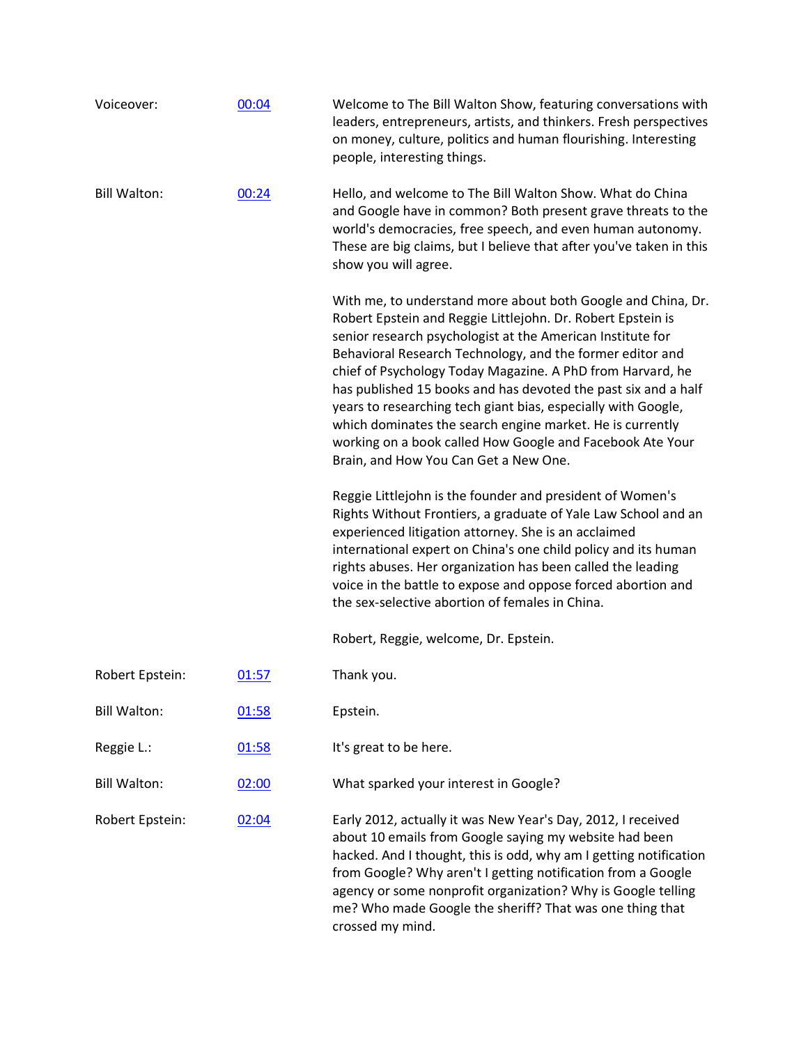| | | |
|---|---|---|
| Voiceover: | [00:04]() | Welcome to The Bill Walton Show, featuring conversations with leaders, entrepreneurs, artists, and thinkers. Fresh perspectives on money, culture, politics and human flourishing. Interesting people, interesting things. |
| Bill Walton: | [00:24]() | Hello, and welcome to The Bill Walton Show. What do China and Google have in common? Both present grave threats to the world's democracies, free speech, and even human autonomy. These are big claims, but I believe that after you've taken in this show you will agree.<br><br>With me, to understand more about both Google and China, Dr. Robert Epstein and Reggie Littlejohn. Dr. Robert Epstein is senior research psychologist at the American Institute for Behavioral Research Technology, and the former editor and chief of Psychology Today Magazine. A PhD from Harvard, he has published 15 books and has devoted the past six and a half years to researching tech giant bias, especially with Google, which dominates the search engine market. He is currently working on a book called How Google and Facebook Ate Your Brain, and How You Can Get a New One.<br><br>Reggie Littlejohn is the founder and president of Women's Rights Without Frontiers, a graduate of Yale Law School and an experienced litigation attorney. She is an acclaimed international expert on China's one child policy and its human rights abuses. Her organization has been called the leading voice in the battle to expose and oppose forced abortion and the sex-selective abortion of females in China.<br><br>Robert, Reggie, welcome, Dr. Epstein. |
| Robert Epstein: | [01:57]() | Thank you. |
| Bill Walton: | [01:58]() | Epstein. |
| Reggie L.: | [01:58]() | It's great to be here. |
| Bill Walton: | [02:00]() | What sparked your interest in Google? |
| Robert Epstein: | [02:04]() | Early 2012, actually it was New Year's Day, 2012, I received about 10 emails from Google saying my website had been hacked. And I thought, this is odd, why am I getting notification from Google? Why aren't I getting notification from a Google agency or some nonprofit organization? Why is Google telling me? Who made Google the sheriff? That was one thing that crossed my mind. |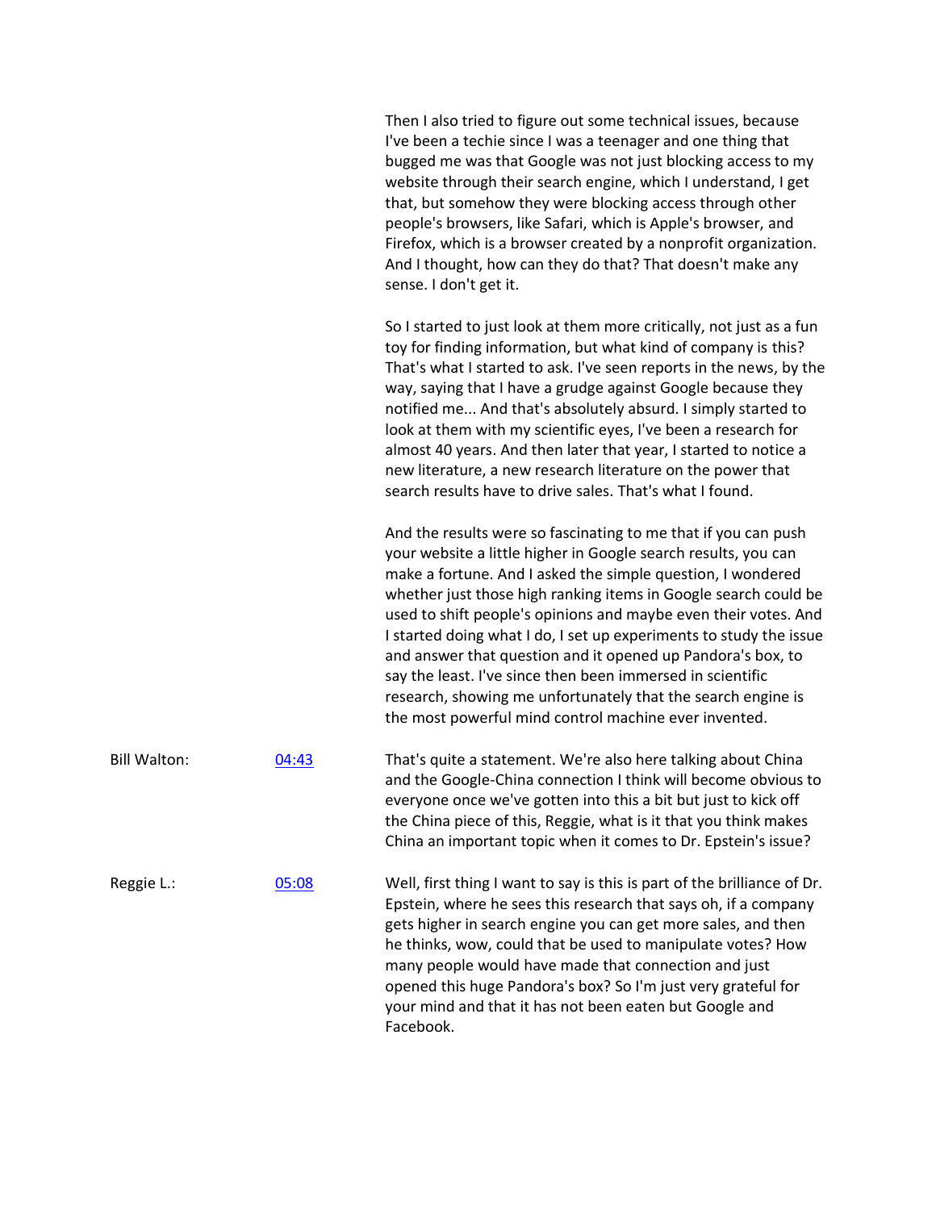Then I also tried to figure out some technical issues, because I've been a techie since I was a teenager and one thing that bugged me was that Google was not just blocking access to my website through their search engine, which I understand, I get that, but somehow they were blocking access through other people's browsers, like Safari, which is Apple's browser, and Firefox, which is a browser created by a nonprofit organization. And I thought, how can they do that? That doesn't make any sense. I don't get it.

So I started to just look at them more critically, not just as a fun toy for finding information, but what kind of company is this? That's what I started to ask. I've seen reports in the news, by the way, saying that I have a grudge against Google because they notified me... And that's absolutely absurd. I simply started to look at them with my scientific eyes, I've been a research for almost 40 years. And then later that year, I started to notice a new literature, a new research literature on the power that search results have to drive sales. That's what I found.

And the results were so fascinating to me that if you can push your website a little higher in Google search results, you can make a fortune. And I asked the simple question, I wondered whether just those high ranking items in Google search could be used to shift people's opinions and maybe even their votes. And I started doing what I do, I set up experiments to study the issue and answer that question and it opened up Pandora's box, to say the least. I've since then been immersed in scientific research, showing me unfortunately that the search engine is the most powerful mind control machine ever invented.

Bill Walton: [04:43]

That's quite a statement. We're also here talking about China and the Google-China connection I think will become obvious to everyone once we've gotten into this a bit but just to kick off the China piece of this, Reggie, what is it that you think makes China an important topic when it comes to Dr. Epstein's issue?

Reggie L.: [05:08]

Well, first thing I want to say is this is part of the brilliance of Dr. Epstein, where he sees this research that says oh, if a company gets higher in search engine you can get more sales, and then he thinks, wow, could that be used to manipulate votes? How many people would have made that connection and just opened this huge Pandora's box? So I'm just very grateful for your mind and that it has not been eaten but Google and Facebook.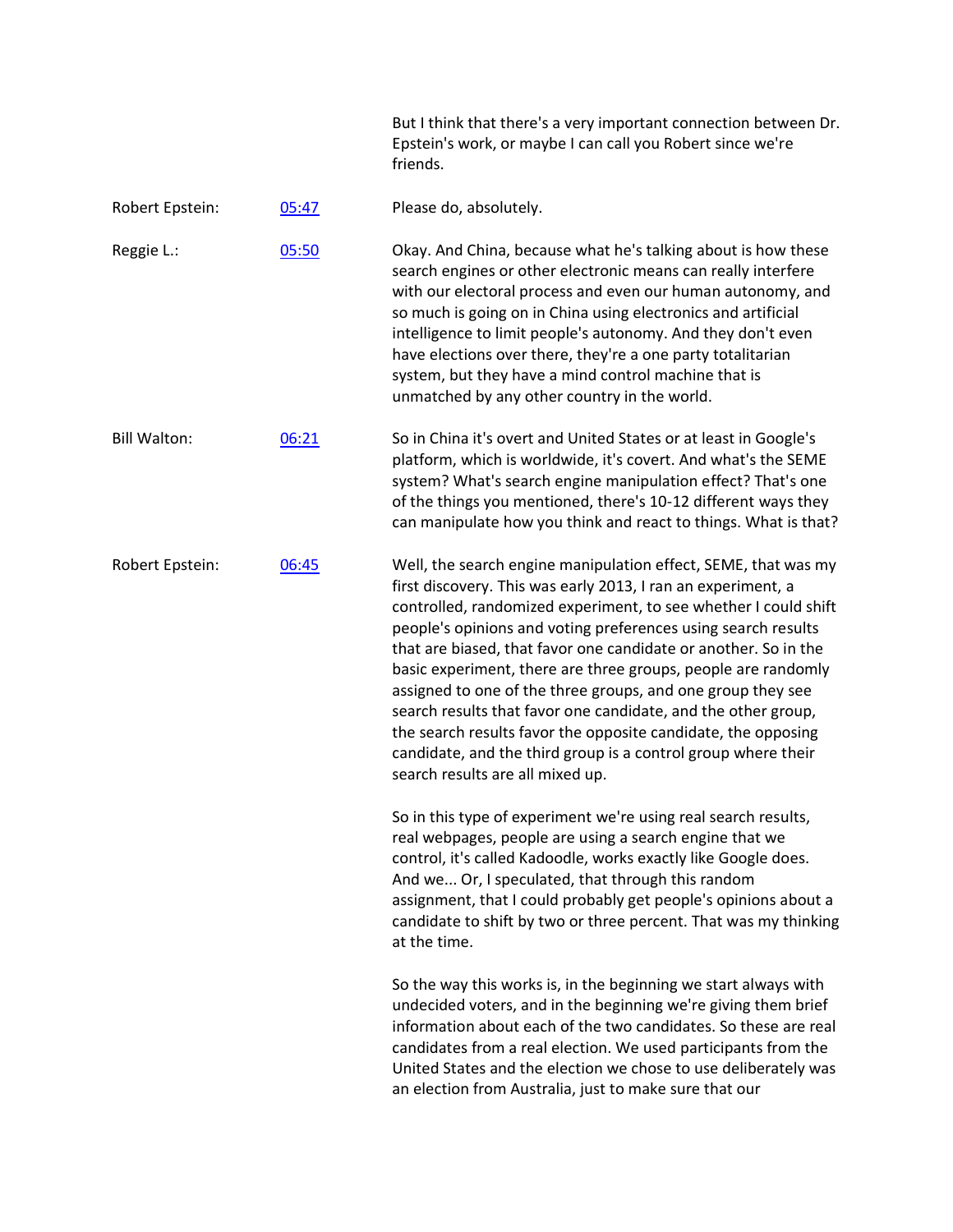But I think that there's a very important connection between Dr. Epstein's work, or maybe I can call you Robert since we're friends.

**Robert Epstein:** [05:47](#) Please do, absolutely.

**Reggie L.:** [05:50](#) Okay. And China, because what he's talking about is how these search engines or other electronic means can really interfere with our electoral process and even our human autonomy, and so much is going on in China using electronics and artificial intelligence to limit people's autonomy. And they don't even have elections over there, they're a one party totalitarian system, but they have a mind control machine that is unmatched by any other country in the world.

**Bill Walton:** [06:21](#) So in China it's overt and United States or at least in Google's platform, which is worldwide, it's covert. And what's the SEME system? What's search engine manipulation effect? That's one of the things you mentioned, there's 10-12 different ways they can manipulate how you think and react to things. What is that?

**Robert Epstein:** [06:45](#) Well, the search engine manipulation effect, SEME, that was my first discovery. This was early 2013, I ran an experiment, a controlled, randomized experiment, to see whether I could shift people's opinions and voting preferences using search results that are biased, that favor one candidate or another. So in the basic experiment, there are three groups, people are randomly assigned to one of the three groups, and one group they see search results that favor one candidate, and the other group, the search results favor the opposite candidate, the opposing candidate, and the third group is a control group where their search results are all mixed up.

So in this type of experiment we're using real search results, real webpages, people are using a search engine that we control, it's called Kadoodle, works exactly like Google does. And we... Or, I speculated, that through this random assignment, that I could probably get people's opinions about a candidate to shift by two or three percent. That was my thinking at the time.

So the way this works is, in the beginning we start always with undecided voters, and in the beginning we're giving them brief information about each of the two candidates. So these are real candidates from a real election. We used participants from the United States and the election we chose to use deliberately was an election from Australia, just to make sure that our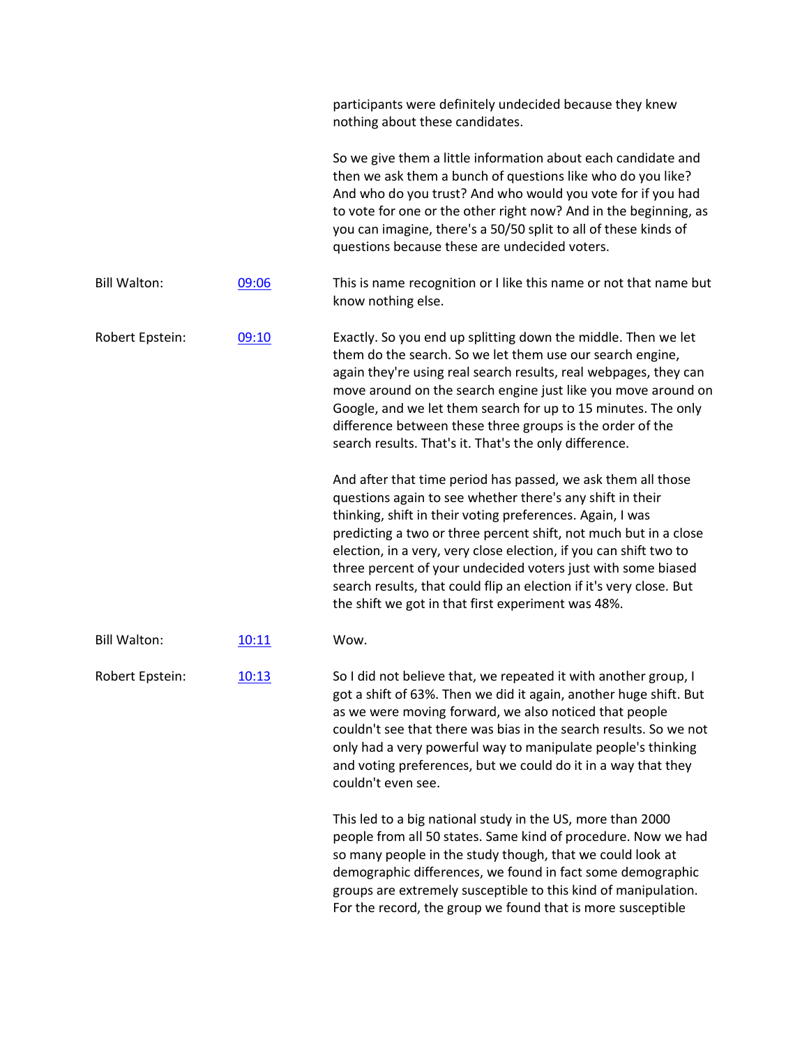participants were definitely undecided because they knew nothing about these candidates.

So we give them a little information about each candidate and then we ask them a bunch of questions like who do you like? And who do you trust? And who would you vote for if you had to vote for one or the other right now? And in the beginning, as you can imagine, there's a 50/50 split to all of these kinds of questions because these are undecided voters.

**Bill Walton:** [09:06] This is name recognition or I like this name or not that name but know nothing else.

**Robert Epstein:** [09:10] Exactly. So you end up splitting down the middle. Then we let them do the search. So we let them use our search engine, again they're using real search results, real webpages, they can move around on the search engine just like you move around on Google, and we let them search for up to 15 minutes. The only difference between these three groups is the order of the search results. That's it. That's the only difference.

And after that time period has passed, we ask them all those questions again to see whether there's any shift in their thinking, shift in their voting preferences. Again, I was predicting a two or three percent shift, not much but in a close election, in a very, very close election, if you can shift two to three percent of your undecided voters just with some biased search results, that could flip an election if it's very close. But the shift we got in that first experiment was 48%.

**Bill Walton:** [10:11] Wow.

**Robert Epstein:** [10:13] So I did not believe that, we repeated it with another group, I got a shift of 63%. Then we did it again, another huge shift. But as we were moving forward, we also noticed that people couldn't see that there was bias in the search results. So we not only had a very powerful way to manipulate people's thinking and voting preferences, but we could do it in a way that they couldn't even see.

This led to a big national study in the US, more than 2000 people from all 50 states. Same kind of procedure. Now we had so many people in the study though, that we could look at demographic differences, we found in fact some demographic groups are extremely susceptible to this kind of manipulation. For the record, the group we found that is more susceptible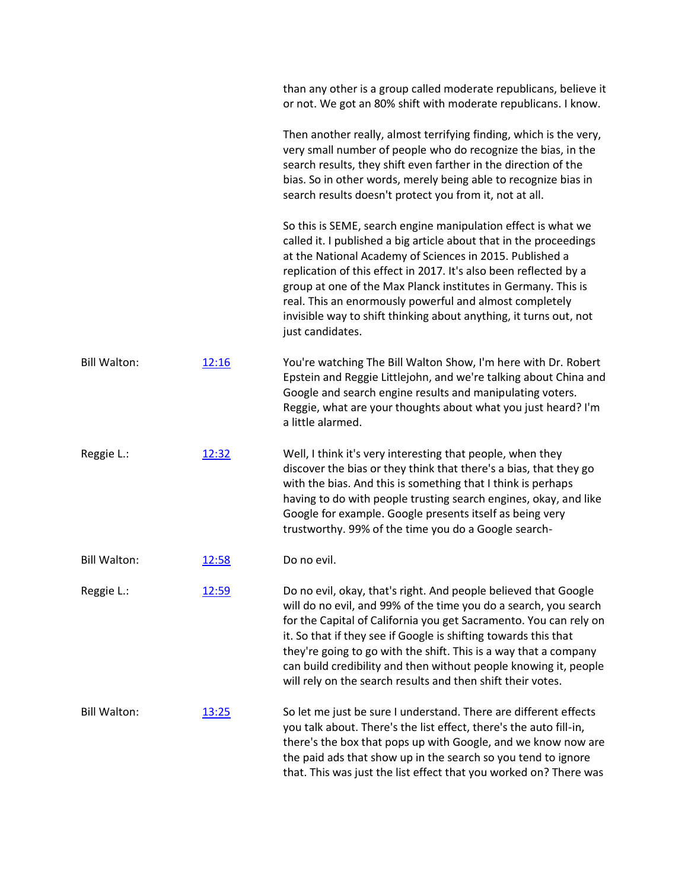than any other is a group called moderate republicans, believe it or not. We got an 80% shift with moderate republicans. I know.

Then another really, almost terrifying finding, which is the very, very small number of people who do recognize the bias, in the search results, they shift even farther in the direction of the bias. So in other words, merely being able to recognize bias in search results doesn't protect you from it, not at all.

So this is SEME, search engine manipulation effect is what we called it. I published a big article about that in the proceedings at the National Academy of Sciences in 2015. Published a replication of this effect in 2017. It's also been reflected by a group at one of the Max Planck institutes in Germany. This is real. This an enormously powerful and almost completely invisible way to shift thinking about anything, it turns out, not just candidates.

| | | |
|---|---|---|
| Bill Walton: | [12:16]() | You're watching The Bill Walton Show, I'm here with Dr. Robert Epstein and Reggie Littlejohn, and we're talking about China and Google and search engine results and manipulating voters. Reggie, what are your thoughts about what you just heard? I'm a little alarmed. |
| Reggie L.: | [12:32]() | Well, I think it's very interesting that people, when they discover the bias or they think that there's a bias, that they go with the bias. And this is something that I think is perhaps having to do with people trusting search engines, okay, and like Google for example. Google presents itself as being very trustworthy. 99% of the time you do a Google search- |
| Bill Walton: | [12:58]() | Do no evil. |
| Reggie L.: | [12:59]() | Do no evil, okay, that's right. And people believed that Google will do no evil, and 99% of the time you do a search, you search for the Capital of California you get Sacramento. You can rely on it. So that if they see if Google is shifting towards this that they're going to go with the shift. This is a way that a company can build credibility and then without people knowing it, people will rely on the search results and then shift their votes. |
| Bill Walton: | [13:25]() | So let me just be sure I understand. There are different effects you talk about. There's the list effect, there's the auto fill-in, there's the box that pops up with Google, and we know now are the paid ads that show up in the search so you tend to ignore that. This was just the list effect that you worked on? There was |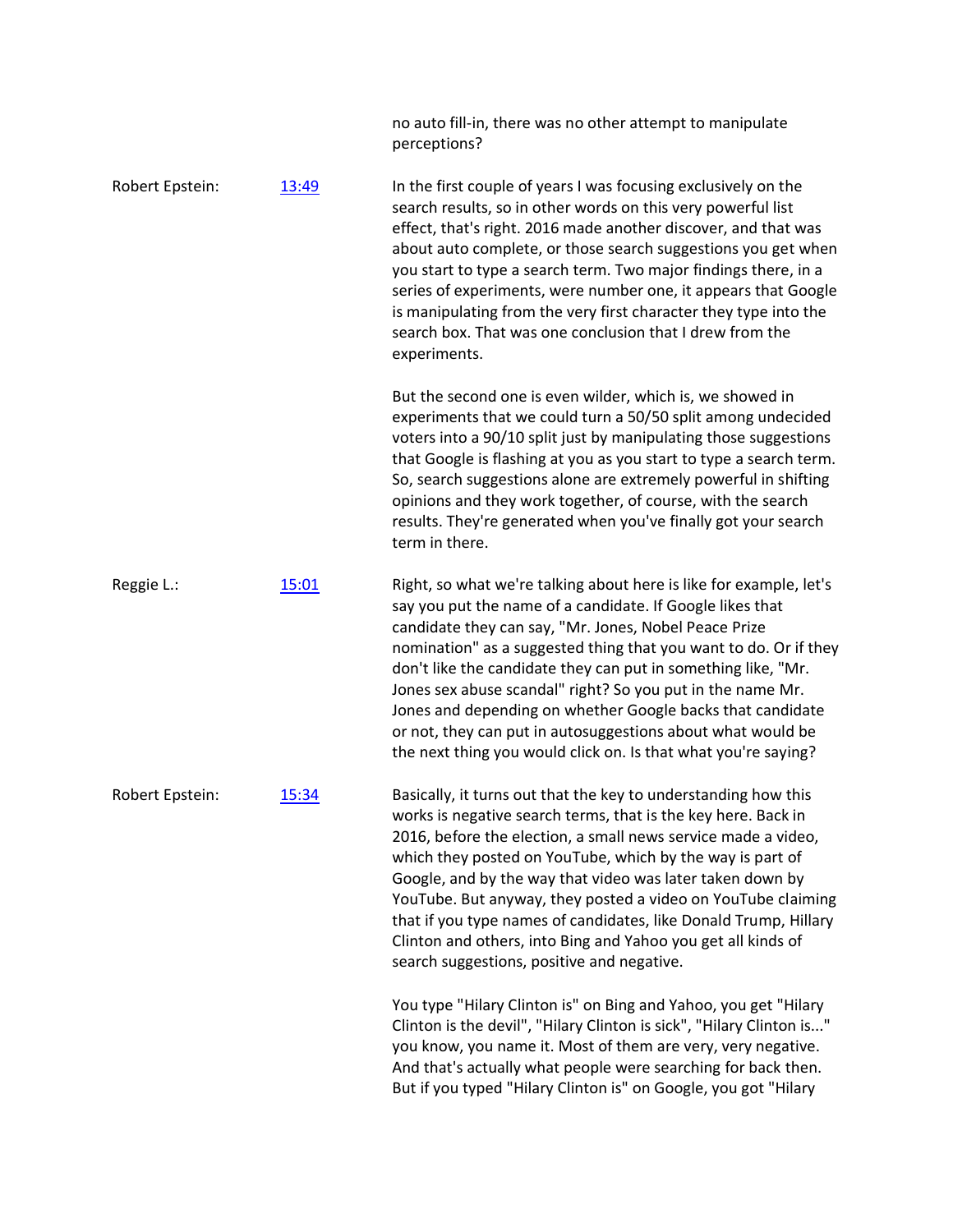no auto fill-in, there was no other attempt to manipulate perceptions?

**Robert Epstein:** [13:49]

In the first couple of years I was focusing exclusively on the search results, so in other words on this very powerful list effect, that's right. 2016 made another discover, and that was about auto complete, or those search suggestions you get when you start to type a search term. Two major findings there, in a series of experiments, were number one, it appears that Google is manipulating from the very first character they type into the search box. That was one conclusion that I drew from the experiments.

But the second one is even wilder, which is, we showed in experiments that we could turn a 50/50 split among undecided voters into a 90/10 split just by manipulating those suggestions that Google is flashing at you as you start to type a search term. So, search suggestions alone are extremely powerful in shifting opinions and they work together, of course, with the search results. They're generated when you've finally got your search term in there.

**Reggie L.:** [15:01]

Right, so what we're talking about here is like for example, let's say you put the name of a candidate. If Google likes that candidate they can say, "Mr. Jones, Nobel Peace Prize nomination" as a suggested thing that you want to do. Or if they don't like the candidate they can put in something like, "Mr. Jones sex abuse scandal" right? So you put in the name Mr. Jones and depending on whether Google backs that candidate or not, they can put in autosuggestions about what would be the next thing you would click on. Is that what you're saying?

**Robert Epstein:** [15:34]

Basically, it turns out that the key to understanding how this works is negative search terms, that is the key here. Back in 2016, before the election, a small news service made a video, which they posted on YouTube, which by the way is part of Google, and by the way that video was later taken down by YouTube. But anyway, they posted a video on YouTube claiming that if you type names of candidates, like Donald Trump, Hillary Clinton and others, into Bing and Yahoo you get all kinds of search suggestions, positive and negative.

You type "Hilary Clinton is" on Bing and Yahoo, you get "Hilary Clinton is the devil", "Hilary Clinton is sick", "Hilary Clinton is..." you know, you name it. Most of them are very, very negative. And that's actually what people were searching for back then. But if you typed "Hilary Clinton is" on Google, you got "Hilary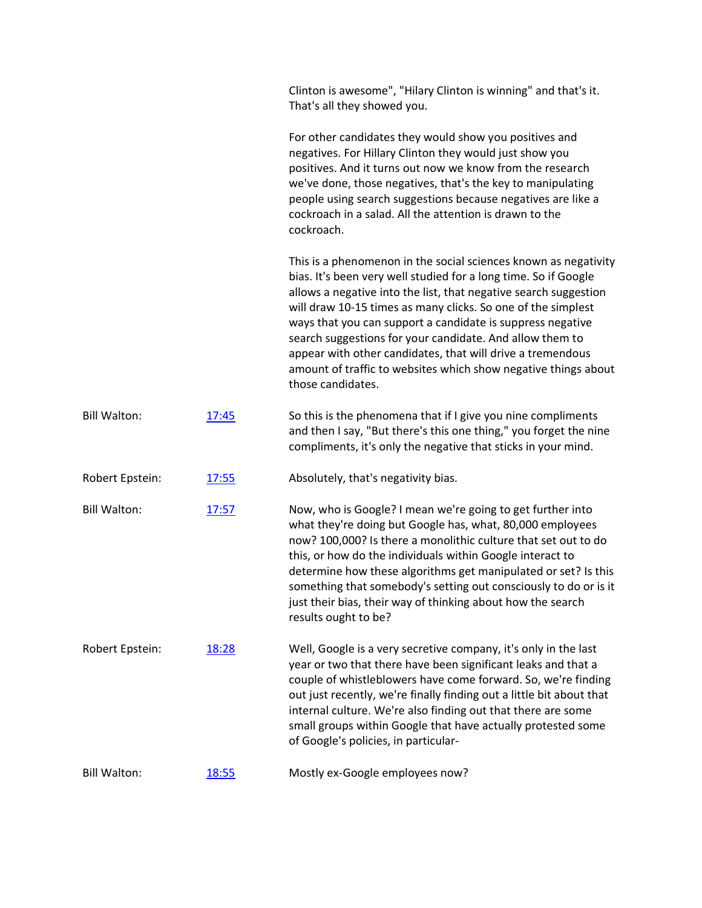| | | |
|---|---|---|
| | | Clinton is awesome", "Hilary Clinton is winning" and that's it. That's all they showed you.<br><br>For other candidates they would show you positives and negatives. For Hillary Clinton they would just show you positives. And it turns out now we know from the research we've done, those negatives, that's the key to manipulating people using search suggestions because negatives are like a cockroach in a salad. All the attention is drawn to the cockroach.<br><br>This is a phenomenon in the social sciences known as negativity bias. It's been very well studied for a long time. So if Google allows a negative into the list, that negative search suggestion will draw 10-15 times as many clicks. So one of the simplest ways that you can support a candidate is suppress negative search suggestions for your candidate. And allow them to appear with other candidates, that will drive a tremendous amount of traffic to websites which show negative things about those candidates. |
| Bill Walton: | 17:45 | So this is the phenomena that if I give you nine compliments and then I say, "But there's this one thing," you forget the nine compliments, it's only the negative that sticks in your mind. |
| Robert Epstein: | 17:55 | Absolutely, that's negativity bias. |
| Bill Walton: | 17:57 | Now, who is Google? I mean we're going to get further into what they're doing but Google has, what, 80,000 employees now? 100,000? Is there a monolithic culture that set out to do this, or how do the individuals within Google interact to determine how these algorithms get manipulated or set? Is this something that somebody's setting out consciously to do or is it just their bias, their way of thinking about how the search results ought to be? |
| Robert Epstein: | 18:28 | Well, Google is a very secretive company, it's only in the last year or two that there have been significant leaks and that a couple of whistleblowers have come forward. So, we're finding out just recently, we're finally finding out a little bit about that internal culture. We're also finding out that there are some small groups within Google that have actually protested some of Google's policies, in particular- |
| Bill Walton: | 18:55 | Mostly ex-Google employees now? |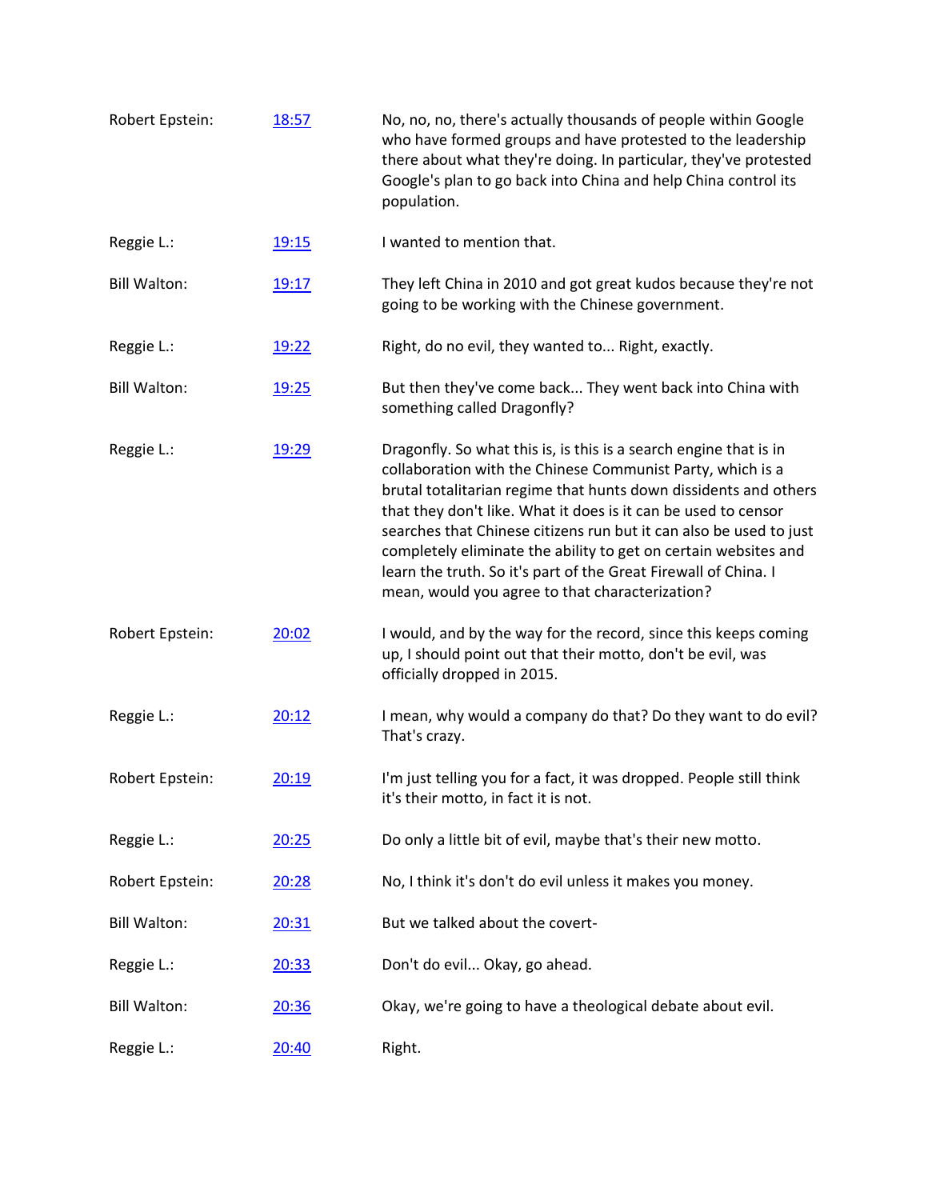| | | |
|---|---|---|
| Robert Epstein: | [18:57]() | No, no, no, there's actually thousands of people within Google who have formed groups and have protested to the leadership there about what they're doing. In particular, they've protested Google's plan to go back into China and help China control its population. |
| Reggie L.: | [19:15]() | I wanted to mention that. |
| Bill Walton: | [19:17]() | They left China in 2010 and got great kudos because they're not going to be working with the Chinese government. |
| Reggie L.: | [19:22]() | Right, do no evil, they wanted to... Right, exactly. |
| Bill Walton: | [19:25]() | But then they've come back... They went back into China with something called Dragonfly? |
| Reggie L.: | [19:29]() | Dragonfly. So what this is, is this is a search engine that is in collaboration with the Chinese Communist Party, which is a brutal totalitarian regime that hunts down dissidents and others that they don't like. What it does is it can be used to censor searches that Chinese citizens run but it can also be used to just completely eliminate the ability to get on certain websites and learn the truth. So it's part of the Great Firewall of China. I mean, would you agree to that characterization? |
| Robert Epstein: | [20:02]() | I would, and by the way for the record, since this keeps coming up, I should point out that their motto, don't be evil, was officially dropped in 2015. |
| Reggie L.: | [20:12]() | I mean, why would a company do that? Do they want to do evil? That's crazy. |
| Robert Epstein: | [20:19]() | I'm just telling you for a fact, it was dropped. People still think it's their motto, in fact it is not. |
| Reggie L.: | [20:25]() | Do only a little bit of evil, maybe that's their new motto. |
| Robert Epstein: | [20:28]() | No, I think it's don't do evil unless it makes you money. |
| Bill Walton: | [20:31]() | But we talked about the covert- |
| Reggie L.: | [20:33]() | Don't do evil... Okay, go ahead. |
| Bill Walton: | [20:36]() | Okay, we're going to have a theological debate about evil. |
| Reggie L.: | [20:40]() | Right. |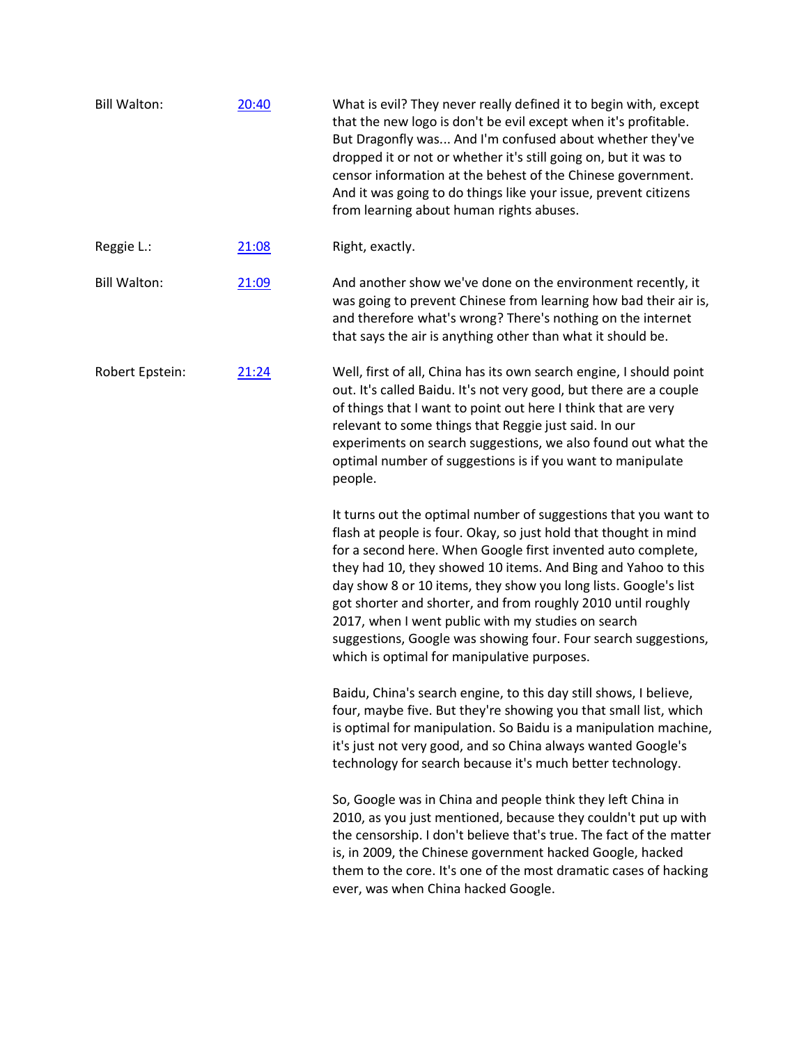Bill Walton: [20:40] What is evil? They never really defined it to begin with, except that the new logo is don't be evil except when it's profitable. But Dragonfly was... And I'm confused about whether they've dropped it or not or whether it's still going on, but it was to censor information at the behest of the Chinese government. And it was going to do things like your issue, prevent citizens from learning about human rights abuses.

Reggie L.: [21:08] Right, exactly.

Bill Walton: [21:09] And another show we've done on the environment recently, it was going to prevent Chinese from learning how bad their air is, and therefore what's wrong? There's nothing on the internet that says the air is anything other than what it should be.

Robert Epstein: [21:24] Well, first of all, China has its own search engine, I should point out. It's called Baidu. It's not very good, but there are a couple of things that I want to point out here I think that are very relevant to some things that Reggie just said. In our experiments on search suggestions, we also found out what the optimal number of suggestions is if you want to manipulate people.

It turns out the optimal number of suggestions that you want to flash at people is four. Okay, so just hold that thought in mind for a second here. When Google first invented auto complete, they had 10, they showed 10 items. And Bing and Yahoo to this day show 8 or 10 items, they show you long lists. Google's list got shorter and shorter, and from roughly 2010 until roughly 2017, when I went public with my studies on search suggestions, Google was showing four. Four search suggestions, which is optimal for manipulative purposes.

Baidu, China's search engine, to this day still shows, I believe, four, maybe five. But they're showing you that small list, which is optimal for manipulation. So Baidu is a manipulation machine, it's just not very good, and so China always wanted Google's technology for search because it's much better technology.

So, Google was in China and people think they left China in 2010, as you just mentioned, because they couldn't put up with the censorship. I don't believe that's true. The fact of the matter is, in 2009, the Chinese government hacked Google, hacked them to the core. It's one of the most dramatic cases of hacking ever, was when China hacked Google.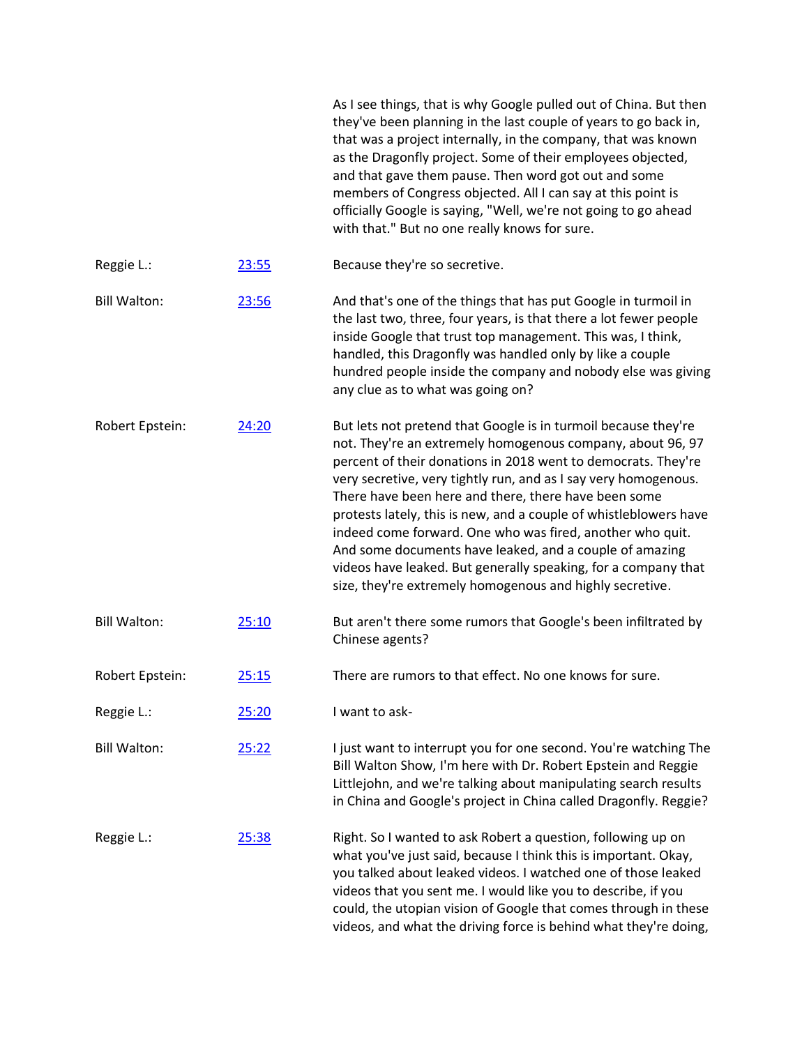As I see things, that is why Google pulled out of China. But then they've been planning in the last couple of years to go back in, that was a project internally, in the company, that was known as the Dragonfly project. Some of their employees objected, and that gave them pause. Then word got out and some members of Congress objected. All I can say at this point is officially Google is saying, "Well, we're not going to go ahead with that." But no one really knows for sure.

| | | |
|---|---|---|
| Reggie L.: | 23:55 | Because they're so secretive. |
| Bill Walton: | 23:56 | And that's one of the things that has put Google in turmoil in the last two, three, four years, is that there a lot fewer people inside Google that trust top management. This was, I think, handled, this Dragonfly was handled only by like a couple hundred people inside the company and nobody else was giving any clue as to what was going on? |
| Robert Epstein: | 24:20 | But lets not pretend that Google is in turmoil because they're not. They're an extremely homogenous company, about 96, 97 percent of their donations in 2018 went to democrats. They're very secretive, very tightly run, and as I say very homogenous. There have been here and there, there have been some protests lately, this is new, and a couple of whistleblowers have indeed come forward. One who was fired, another who quit. And some documents have leaked, and a couple of amazing videos have leaked. But generally speaking, for a company that size, they're extremely homogenous and highly secretive. |
| Bill Walton: | 25:10 | But aren't there some rumors that Google's been infiltrated by Chinese agents? |
| Robert Epstein: | 25:15 | There are rumors to that effect. No one knows for sure. |
| Reggie L.: | 25:20 | I want to ask- |
| Bill Walton: | 25:22 | I just want to interrupt you for one second. You're watching The Bill Walton Show, I'm here with Dr. Robert Epstein and Reggie Littlejohn, and we're talking about manipulating search results in China and Google's project in China called Dragonfly. Reggie? |
| Reggie L.: | 25:38 | Right. So I wanted to ask Robert a question, following up on what you've just said, because I think this is important. Okay, you talked about leaked videos. I watched one of those leaked videos that you sent me. I would like you to describe, if you could, the utopian vision of Google that comes through in these videos, and what the driving force is behind what they're doing, |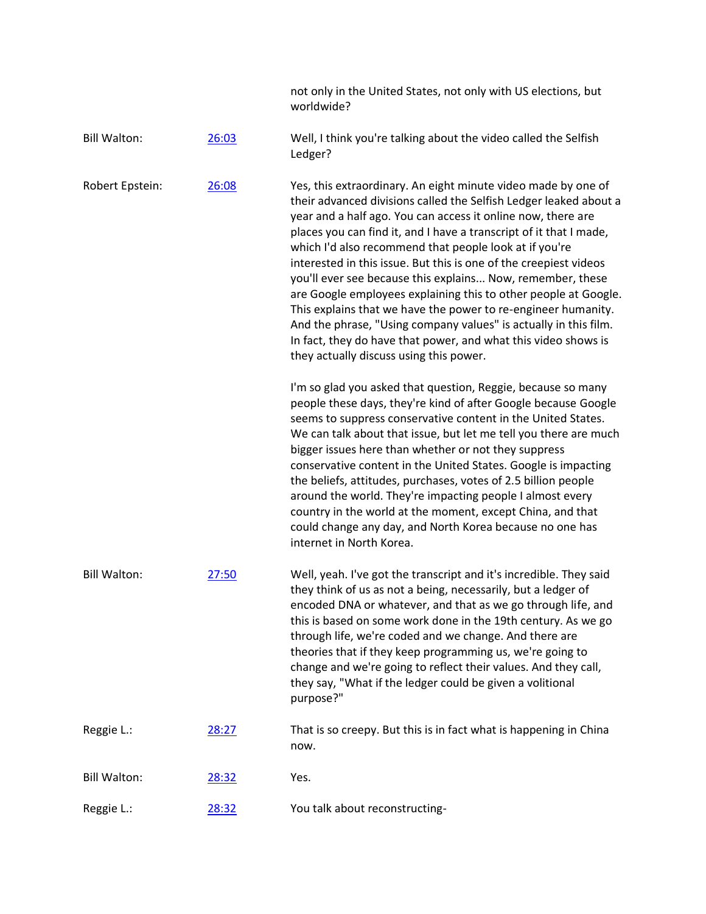not only in the United States, not only with US elections, but worldwide?

**Bill Walton:** [26:03](#) Well, I think you're talking about the video called the Selfish Ledger?

**Robert Epstein:** [26:08](#) Yes, this extraordinary. An eight minute video made by one of their advanced divisions called the Selfish Ledger leaked about a year and a half ago. You can access it online now, there are places you can find it, and I have a transcript of it that I made, which I'd also recommend that people look at if you're interested in this issue. But this is one of the creepiest videos you'll ever see because this explains... Now, remember, these are Google employees explaining this to other people at Google. This explains that we have the power to re-engineer humanity. And the phrase, "Using company values" is actually in this film. In fact, they do have that power, and what this video shows is they actually discuss using this power.

I'm so glad you asked that question, Reggie, because so many people these days, they're kind of after Google because Google seems to suppress conservative content in the United States. We can talk about that issue, but let me tell you there are much bigger issues here than whether or not they suppress conservative content in the United States. Google is impacting the beliefs, attitudes, purchases, votes of 2.5 billion people around the world. They're impacting people I almost every country in the world at the moment, except China, and that could change any day, and North Korea because no one has internet in North Korea.

**Bill Walton:** [27:50](#) Well, yeah. I've got the transcript and it's incredible. They said they think of us as not a being, necessarily, but a ledger of encoded DNA or whatever, and that as we go through life, and this is based on some work done in the 19th century. As we go through life, we're coded and we change. And there are theories that if they keep programming us, we're going to change and we're going to reflect their values. And they call, they say, "What if the ledger could be given a volitional purpose?"

**Reggie L.:** [28:27](#) That is so creepy. But this is in fact what is happening in China now.

**Bill Walton:** [28:32](#) Yes.

**Reggie L.:** [28:32](#) You talk about reconstructing-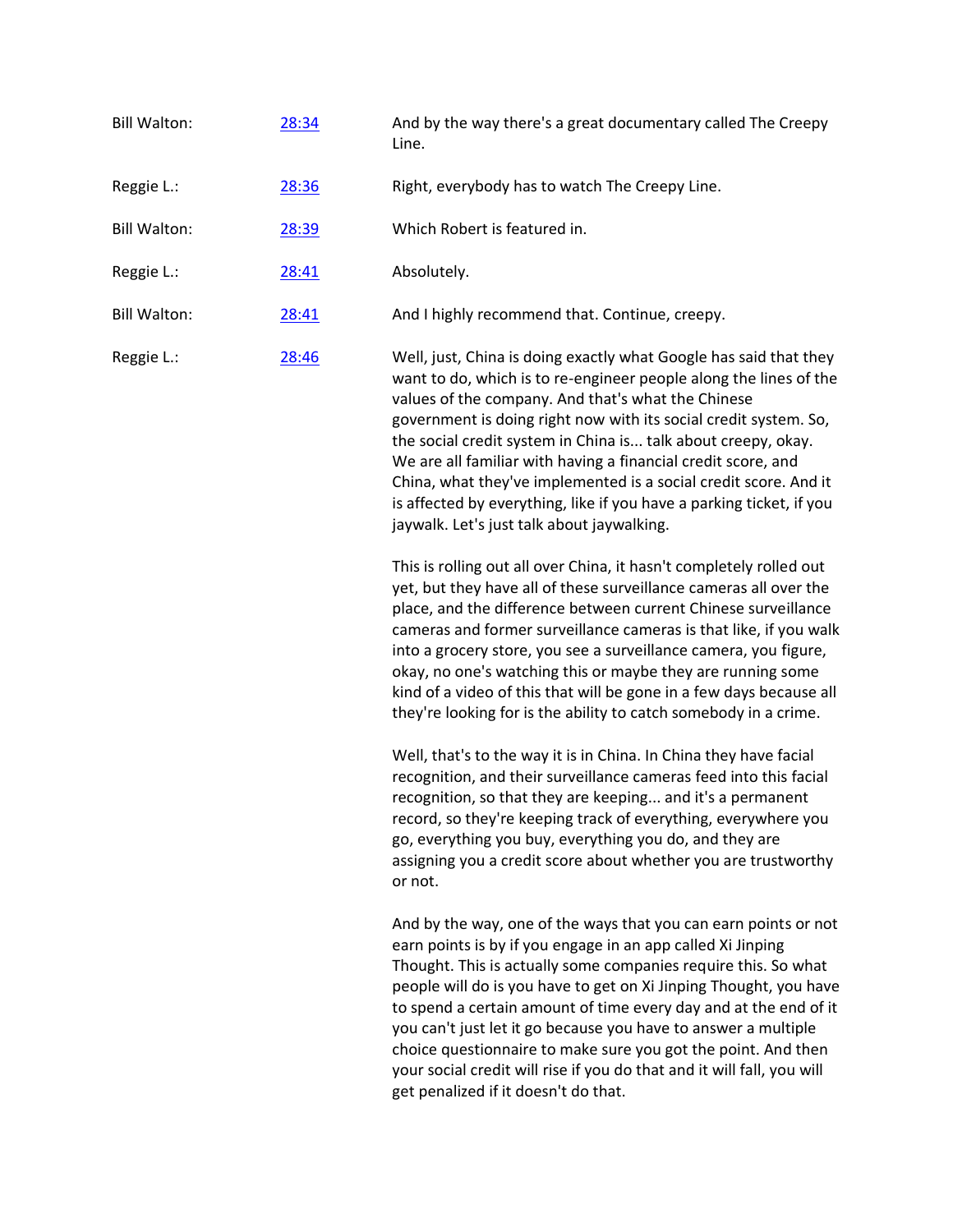| | | |
|---|---|---|
| Bill Walton: | [28:34]() | And by the way there's a great documentary called The Creepy Line. |
| Reggie L.: | [28:36]() | Right, everybody has to watch The Creepy Line. |
| Bill Walton: | [28:39]() | Which Robert is featured in. |
| Reggie L.: | [28:41]() | Absolutely. |
| Bill Walton: | [28:41]() | And I highly recommend that. Continue, creepy. |
| Reggie L.: | [28:46]() | Well, just, China is doing exactly what Google has said that they want to do, which is to re-engineer people along the lines of the values of the company. And that's what the Chinese government is doing right now with its social credit system. So, the social credit system in China is... talk about creepy, okay. We are all familiar with having a financial credit score, and China, what they've implemented is a social credit score. And it is affected by everything, like if you have a parking ticket, if you jaywalk. Let's just talk about jaywalking.<br><br>This is rolling out all over China, it hasn't completely rolled out yet, but they have all of these surveillance cameras all over the place, and the difference between current Chinese surveillance cameras and former surveillance cameras is that like, if you walk into a grocery store, you see a surveillance camera, you figure, okay, no one's watching this or maybe they are running some kind of a video of this that will be gone in a few days because all they're looking for is the ability to catch somebody in a crime.<br><br>Well, that's to the way it is in China. In China they have facial recognition, and their surveillance cameras feed into this facial recognition, so that they are keeping... and it's a permanent record, so they're keeping track of everything, everywhere you go, everything you buy, everything you do, and they are assigning you a credit score about whether you are trustworthy or not.<br><br>And by the way, one of the ways that you can earn points or not earn points is by if you engage in an app called Xi Jinping Thought. This is actually some companies require this. So what people will do is you have to get on Xi Jinping Thought, you have to spend a certain amount of time every day and at the end of it you can't just let it go because you have to answer a multiple choice questionnaire to make sure you got the point. And then your social credit will rise if you do that and it will fall, you will get penalized if it doesn't do that. |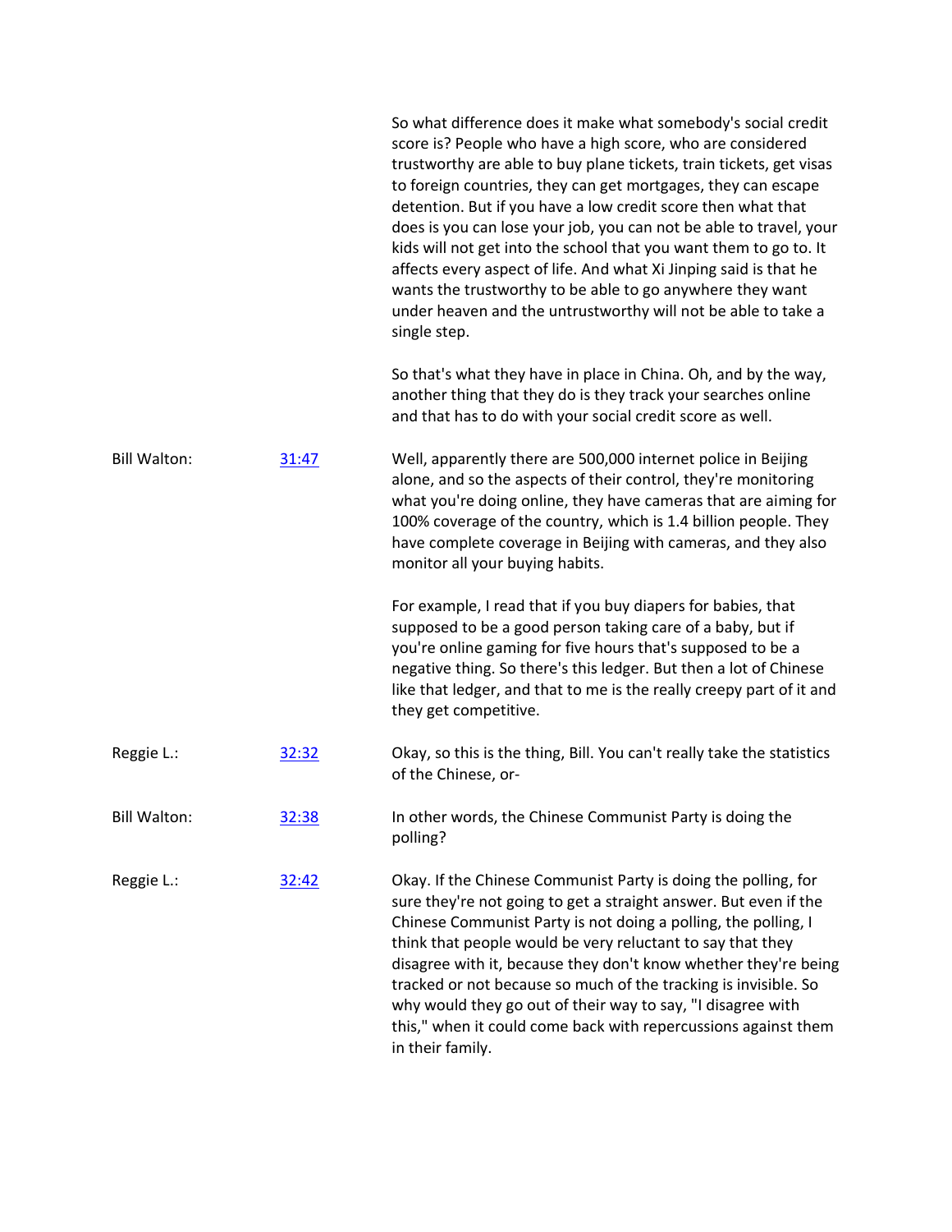So what difference does it make what somebody's social credit score is? People who have a high score, who are considered trustworthy are able to buy plane tickets, train tickets, get visas to foreign countries, they can get mortgages, they can escape detention. But if you have a low credit score then what that does is you can lose your job, you can not be able to travel, your kids will not get into the school that you want them to go to. It affects every aspect of life. And what Xi Jinping said is that he wants the trustworthy to be able to go anywhere they want under heaven and the untrustworthy will not be able to take a single step.

So that's what they have in place in China. Oh, and by the way, another thing that they do is they track your searches online and that has to do with your social credit score as well.

**Bill Walton:** [31:47]

Well, apparently there are 500,000 internet police in Beijing alone, and so the aspects of their control, they're monitoring what you're doing online, they have cameras that are aiming for 100% coverage of the country, which is 1.4 billion people. They have complete coverage in Beijing with cameras, and they also monitor all your buying habits.

For example, I read that if you buy diapers for babies, that supposed to be a good person taking care of a baby, but if you're online gaming for five hours that's supposed to be a negative thing. So there's this ledger. But then a lot of Chinese like that ledger, and that to me is the really creepy part of it and they get competitive.

**Reggie L.:** [32:32]

Okay, so this is the thing, Bill. You can't really take the statistics of the Chinese, or-

**Bill Walton:** [32:38]

In other words, the Chinese Communist Party is doing the polling?

**Reggie L.:** [32:42]

Okay. If the Chinese Communist Party is doing the polling, for sure they're not going to get a straight answer. But even if the Chinese Communist Party is not doing a polling, the polling, I think that people would be very reluctant to say that they disagree with it, because they don't know whether they're being tracked or not because so much of the tracking is invisible. So why would they go out of their way to say, "I disagree with this," when it could come back with repercussions against them in their family.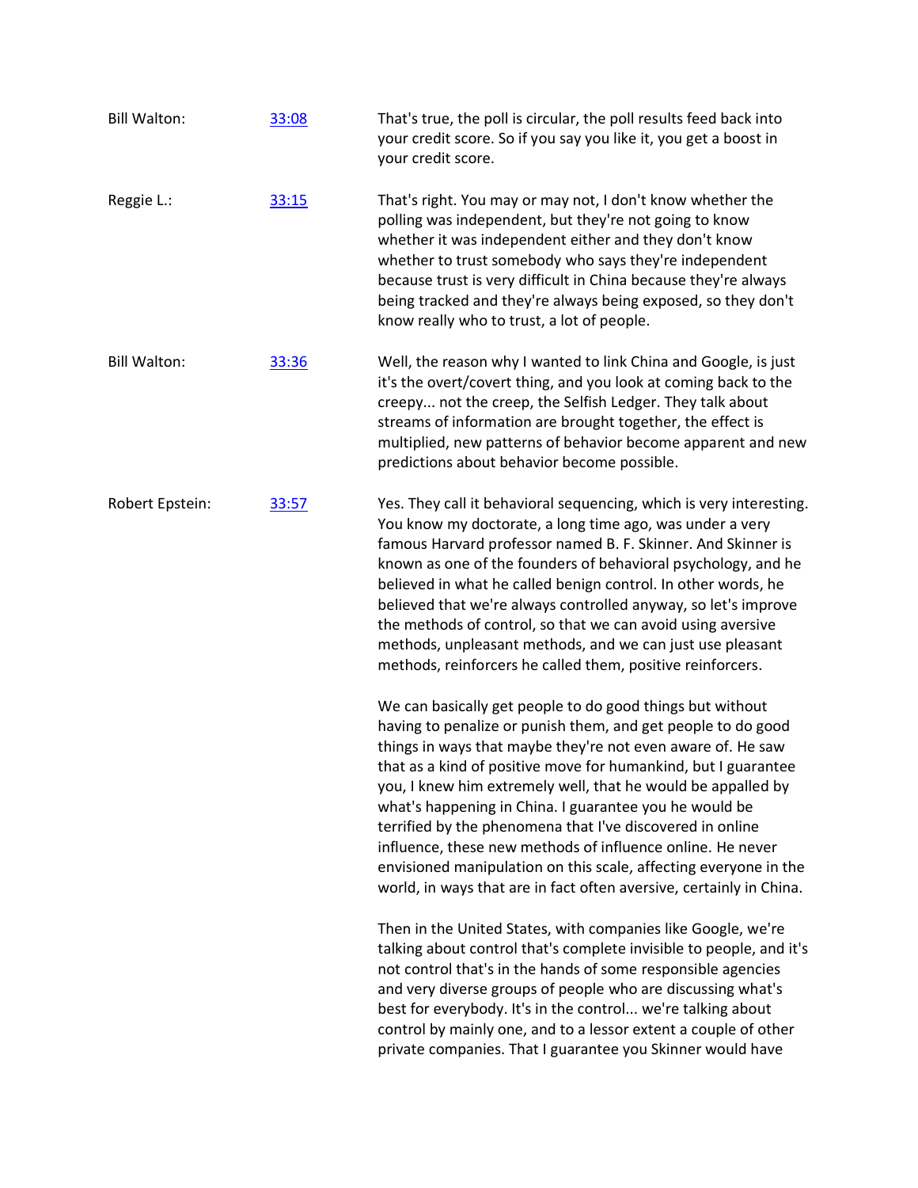Bill Walton: [33:08] That's true, the poll is circular, the poll results feed back into your credit score. So if you say you like it, you get a boost in your credit score.

Reggie L.: [33:15] That's right. You may or may not, I don't know whether the polling was independent, but they're not going to know whether it was independent either and they don't know whether to trust somebody who says they're independent because trust is very difficult in China because they're always being tracked and they're always being exposed, so they don't know really who to trust, a lot of people.

Bill Walton: [33:36] Well, the reason why I wanted to link China and Google, is just it's the overt/covert thing, and you look at coming back to the creepy... not the creep, the Selfish Ledger. They talk about streams of information are brought together, the effect is multiplied, new patterns of behavior become apparent and new predictions about behavior become possible.

Robert Epstein: [33:57] Yes. They call it behavioral sequencing, which is very interesting. You know my doctorate, a long time ago, was under a very famous Harvard professor named B. F. Skinner. And Skinner is known as one of the founders of behavioral psychology, and he believed in what he called benign control. In other words, he believed that we're always controlled anyway, so let's improve the methods of control, so that we can avoid using aversive methods, unpleasant methods, and we can just use pleasant methods, reinforcers he called them, positive reinforcers.

We can basically get people to do good things but without having to penalize or punish them, and get people to do good things in ways that maybe they're not even aware of. He saw that as a kind of positive move for humankind, but I guarantee you, I knew him extremely well, that he would be appalled by what's happening in China. I guarantee you he would be terrified by the phenomena that I've discovered in online influence, these new methods of influence online. He never envisioned manipulation on this scale, affecting everyone in the world, in ways that are in fact often aversive, certainly in China.

Then in the United States, with companies like Google, we're talking about control that's complete invisible to people, and it's not control that's in the hands of some responsible agencies and very diverse groups of people who are discussing what's best for everybody. It's in the control... we're talking about control by mainly one, and to a lessor extent a couple of other private companies. That I guarantee you Skinner would have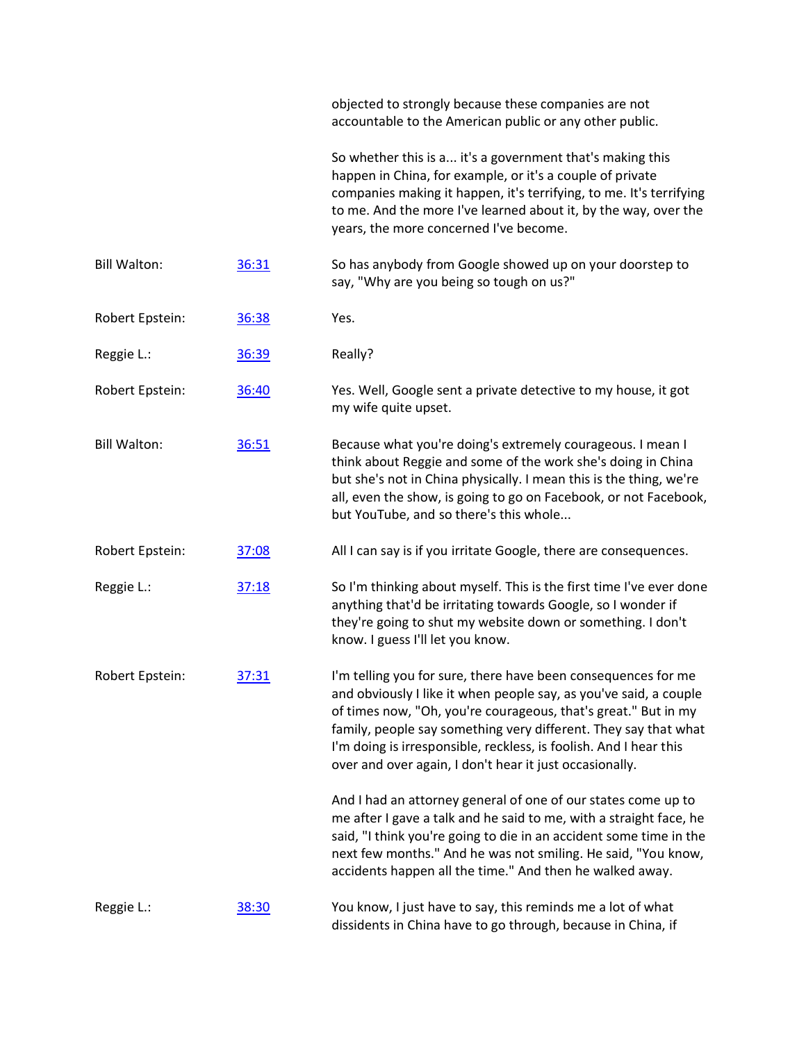objected to strongly because these companies are not accountable to the American public or any other public.

So whether this is a... it's a government that's making this happen in China, for example, or it's a couple of private companies making it happen, it's terrifying, to me. It's terrifying to me. And the more I've learned about it, by the way, over the years, the more concerned I've become.

| | | |
|---|---|---|
| Bill Walton: | [36:31]() | So has anybody from Google showed up on your doorstep to say, "Why are you being so tough on us?" |
| Robert Epstein: | [36:38]() | Yes. |
| Reggie L.: | [36:39]() | Really? |
| Robert Epstein: | [36:40]() | Yes. Well, Google sent a private detective to my house, it got my wife quite upset. |
| Bill Walton: | [36:51]() | Because what you're doing's extremely courageous. I mean I think about Reggie and some of the work she's doing in China but she's not in China physically. I mean this is the thing, we're all, even the show, is going to go on Facebook, or not Facebook, but YouTube, and so there's this whole... |
| Robert Epstein: | [37:08]() | All I can say is if you irritate Google, there are consequences. |
| Reggie L.: | [37:18]() | So I'm thinking about myself. This is the first time I've ever done anything that'd be irritating towards Google, so I wonder if they're going to shut my website down or something. I don't know. I guess I'll let you know. |
| Robert Epstein: | [37:31]() | I'm telling you for sure, there have been consequences for me and obviously I like it when people say, as you've said, a couple of times now, "Oh, you're courageous, that's great." But in my family, people say something very different. They say that what I'm doing is irresponsible, reckless, is foolish. And I hear this over and over again, I don't hear it just occasionally.<br><br>And I had an attorney general of one of our states come up to me after I gave a talk and he said to me, with a straight face, he said, "I think you're going to die in an accident some time in the next few months." And he was not smiling. He said, "You know, accidents happen all the time." And then he walked away. |
| Reggie L.: | [38:30]() | You know, I just have to say, this reminds me a lot of what dissidents in China have to go through, because in China, if |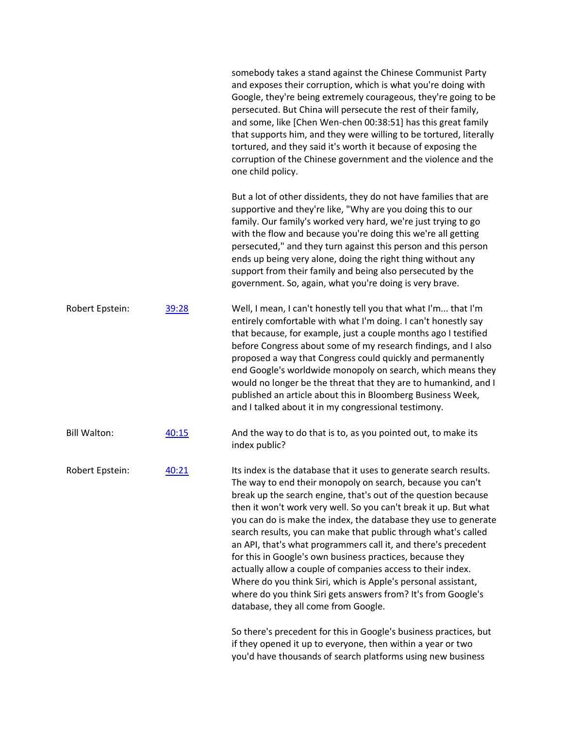somebody takes a stand against the Chinese Communist Party and exposes their corruption, which is what you're doing with Google, they're being extremely courageous, they're going to be persecuted. But China will persecute the rest of their family, and some, like [Chen Wen-chen 00:38:51] has this great family that supports him, and they were willing to be tortured, literally tortured, and they said it's worth it because of exposing the corruption of the Chinese government and the violence and the one child policy.

But a lot of other dissidents, they do not have families that are supportive and they're like, "Why are you doing this to our family. Our family's worked very hard, we're just trying to go with the flow and because you're doing this we're all getting persecuted," and they turn against this person and this person ends up being very alone, doing the right thing without any support from their family and being also persecuted by the government. So, again, what you're doing is very brave.

**Robert Epstein:** [39:28](#) Well, I mean, I can't honestly tell you that what I'm... that I'm entirely comfortable with what I'm doing. I can't honestly say that because, for example, just a couple months ago I testified before Congress about some of my research findings, and I also proposed a way that Congress could quickly and permanently end Google's worldwide monopoly on search, which means they would no longer be the threat that they are to humankind, and I published an article about this in Bloomberg Business Week, and I talked about it in my congressional testimony.

**Bill Walton:** [40:15](#) And the way to do that is to, as you pointed out, to make its index public?

**Robert Epstein:** [40:21](#) Its index is the database that it uses to generate search results. The way to end their monopoly on search, because you can't break up the search engine, that's out of the question because then it won't work very well. So you can't break it up. But what you can do is make the index, the database they use to generate search results, you can make that public through what's called an API, that's what programmers call it, and there's precedent for this in Google's own business practices, because they actually allow a couple of companies access to their index. Where do you think Siri, which is Apple's personal assistant, where do you think Siri gets answers from? It's from Google's database, they all come from Google.

So there's precedent for this in Google's business practices, but if they opened it up to everyone, then within a year or two you'd have thousands of search platforms using new business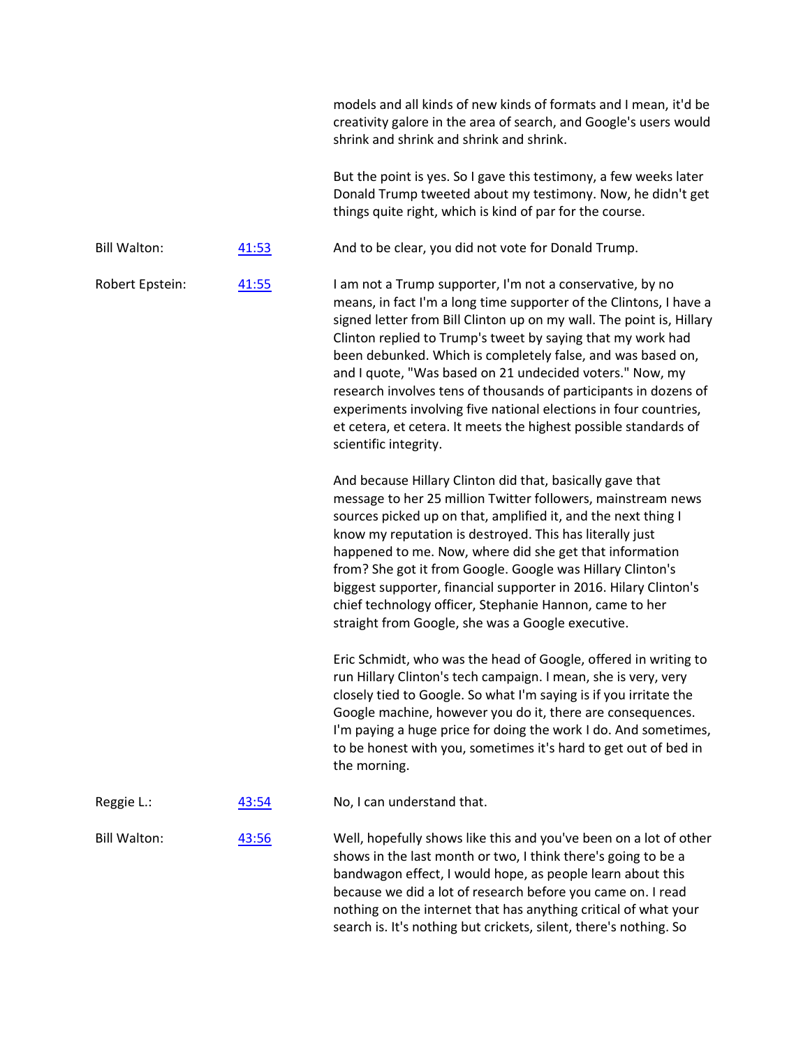models and all kinds of new kinds of formats and I mean, it'd be creativity galore in the area of search, and Google's users would shrink and shrink and shrink and shrink.

But the point is yes. So I gave this testimony, a few weeks later Donald Trump tweeted about my testimony. Now, he didn't get things quite right, which is kind of par for the course.

**Bill Walton:** [41:53](#) And to be clear, you did not vote for Donald Trump.

**Robert Epstein:** [41:55](#) I am not a Trump supporter, I'm not a conservative, by no means, in fact I'm a long time supporter of the Clintons, I have a signed letter from Bill Clinton up on my wall. The point is, Hillary Clinton replied to Trump's tweet by saying that my work had been debunked. Which is completely false, and was based on, and I quote, "Was based on 21 undecided voters." Now, my research involves tens of thousands of participants in dozens of experiments involving five national elections in four countries, et cetera, et cetera. It meets the highest possible standards of scientific integrity.

And because Hillary Clinton did that, basically gave that message to her 25 million Twitter followers, mainstream news sources picked up on that, amplified it, and the next thing I know my reputation is destroyed. This has literally just happened to me. Now, where did she get that information from? She got it from Google. Google was Hillary Clinton's biggest supporter, financial supporter in 2016. Hilary Clinton's chief technology officer, Stephanie Hannon, came to her straight from Google, she was a Google executive.

Eric Schmidt, who was the head of Google, offered in writing to run Hillary Clinton's tech campaign. I mean, she is very, very closely tied to Google. So what I'm saying is if you irritate the Google machine, however you do it, there are consequences. I'm paying a huge price for doing the work I do. And sometimes, to be honest with you, sometimes it's hard to get out of bed in the morning.

**Reggie L.:** [43:54](#) No, I can understand that.

**Bill Walton:** [43:56](#) Well, hopefully shows like this and you've been on a lot of other shows in the last month or two, I think there's going to be a bandwagon effect, I would hope, as people learn about this because we did a lot of research before you came on. I read nothing on the internet that has anything critical of what your search is. It's nothing but crickets, silent, there's nothing. So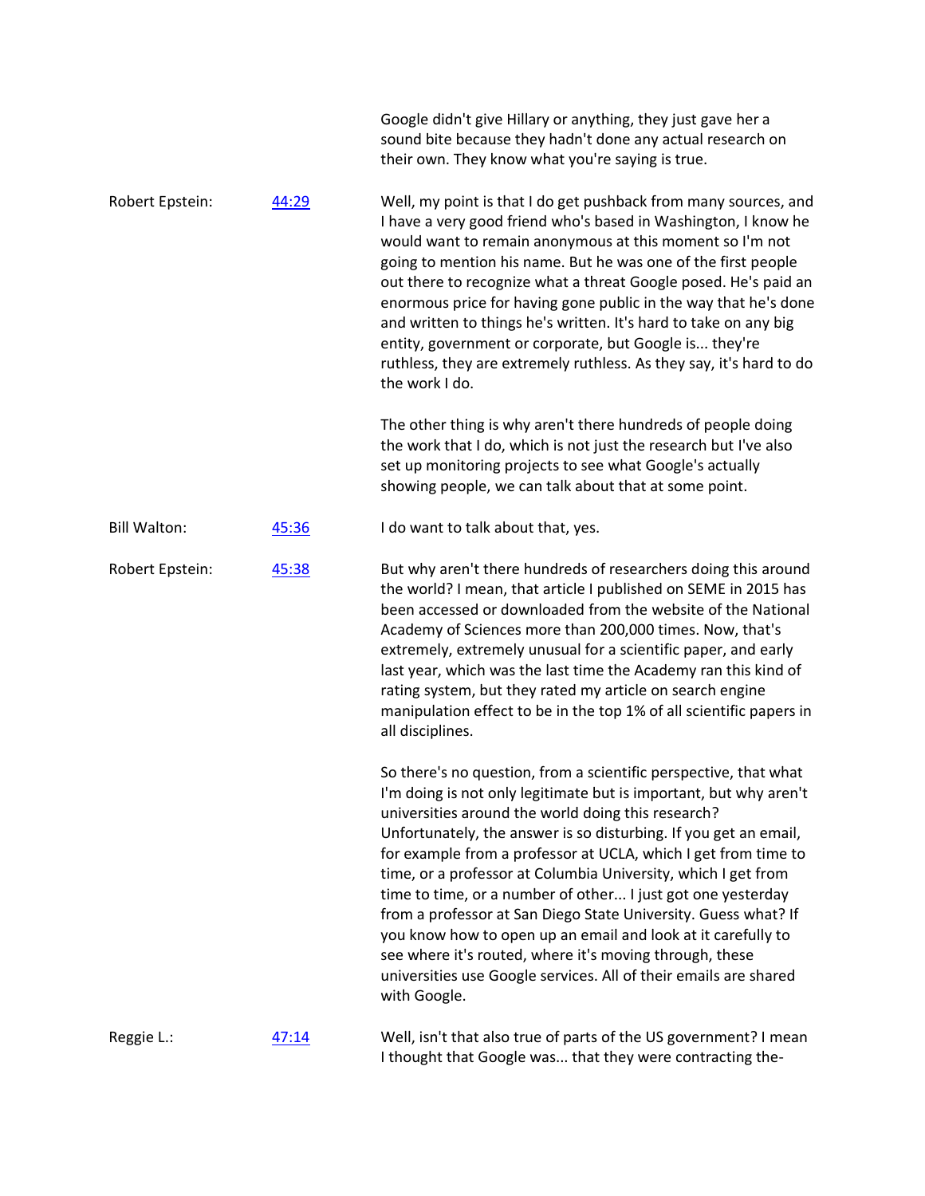Google didn't give Hillary or anything, they just gave her a sound bite because they hadn't done any actual research on their own. They know what you're saying is true.

**Robert Epstein:** [44:29]

Well, my point is that I do get pushback from many sources, and I have a very good friend who's based in Washington, I know he would want to remain anonymous at this moment so I'm not going to mention his name. But he was one of the first people out there to recognize what a threat Google posed. He's paid an enormous price for having gone public in the way that he's done and written to things he's written. It's hard to take on any big entity, government or corporate, but Google is... they're ruthless, they are extremely ruthless. As they say, it's hard to do the work I do.

The other thing is why aren't there hundreds of people doing the work that I do, which is not just the research but I've also set up monitoring projects to see what Google's actually showing people, we can talk about that at some point.

**Bill Walton:** [45:36]

I do want to talk about that, yes.

**Robert Epstein:** [45:38]

But why aren't there hundreds of researchers doing this around the world? I mean, that article I published on SEME in 2015 has been accessed or downloaded from the website of the National Academy of Sciences more than 200,000 times. Now, that's extremely, extremely unusual for a scientific paper, and early last year, which was the last time the Academy ran this kind of rating system, but they rated my article on search engine manipulation effect to be in the top 1% of all scientific papers in all disciplines.

So there's no question, from a scientific perspective, that what I'm doing is not only legitimate but is important, but why aren't universities around the world doing this research? Unfortunately, the answer is so disturbing. If you get an email, for example from a professor at UCLA, which I get from time to time, or a professor at Columbia University, which I get from time to time, or a number of other... I just got one yesterday from a professor at San Diego State University. Guess what? If you know how to open up an email and look at it carefully to see where it's routed, where it's moving through, these universities use Google services. All of their emails are shared with Google.

**Reggie L.:** [47:14]

Well, isn't that also true of parts of the US government? I mean I thought that Google was... that they were contracting the-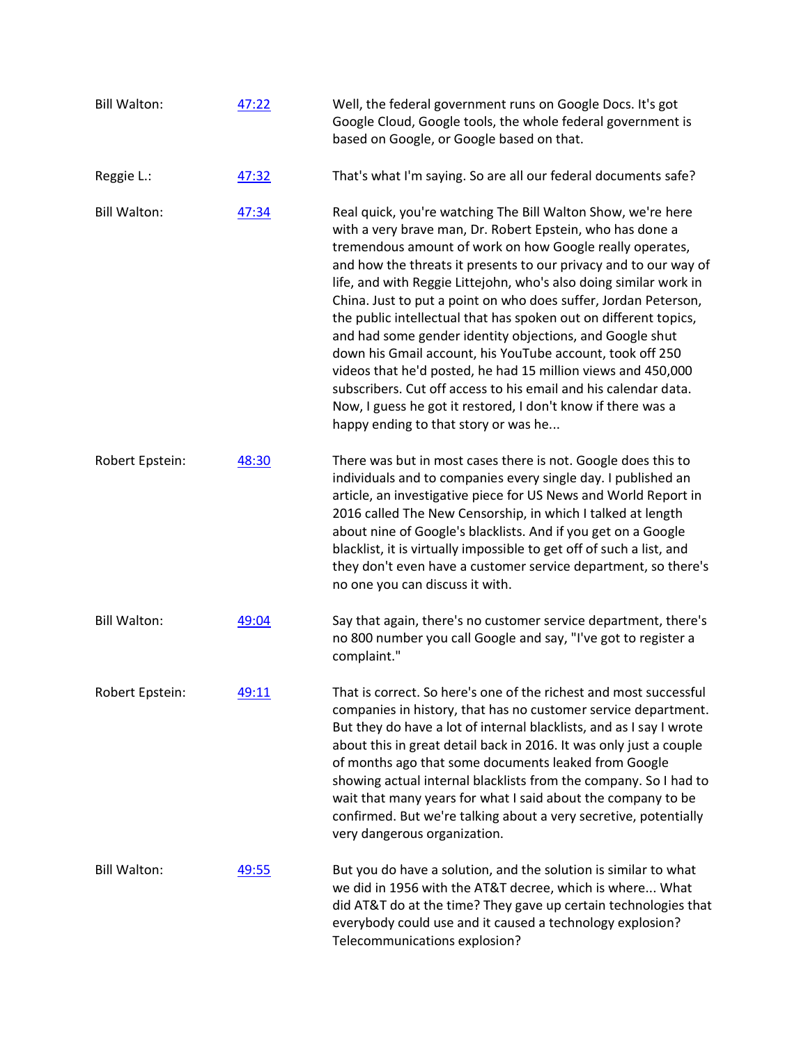Bill Walton: [47:22](#) Well, the federal government runs on Google Docs. It's got Google Cloud, Google tools, the whole federal government is based on Google, or Google based on that.

Reggie L.: [47:32](#) That's what I'm saying. So are all our federal documents safe?

Bill Walton: [47:34](#) Real quick, you're watching The Bill Walton Show, we're here with a very brave man, Dr. Robert Epstein, who has done a tremendous amount of work on how Google really operates, and how the threats it presents to our privacy and to our way of life, and with Reggie Littejohn, who's also doing similar work in China. Just to put a point on who does suffer, Jordan Peterson, the public intellectual that has spoken out on different topics, and had some gender identity objections, and Google shut down his Gmail account, his YouTube account, took off 250 videos that he'd posted, he had 15 million views and 450,000 subscribers. Cut off access to his email and his calendar data. Now, I guess he got it restored, I don't know if there was a happy ending to that story or was he...

Robert Epstein: [48:30](#) There was but in most cases there is not. Google does this to individuals and to companies every single day. I published an article, an investigative piece for US News and World Report in 2016 called The New Censorship, in which I talked at length about nine of Google's blacklists. And if you get on a Google blacklist, it is virtually impossible to get off of such a list, and they don't even have a customer service department, so there's no one you can discuss it with.

Bill Walton: [49:04](#) Say that again, there's no customer service department, there's no 800 number you call Google and say, "I've got to register a complaint."

Robert Epstein: [49:11](#) That is correct. So here's one of the richest and most successful companies in history, that has no customer service department. But they do have a lot of internal blacklists, and as I say I wrote about this in great detail back in 2016. It was only just a couple of months ago that some documents leaked from Google showing actual internal blacklists from the company. So I had to wait that many years for what I said about the company to be confirmed. But we're talking about a very secretive, potentially very dangerous organization.

Bill Walton: [49:55](#) But you do have a solution, and the solution is similar to what we did in 1956 with the AT&T decree, which is where... What did AT&T do at the time? They gave up certain technologies that everybody could use and it caused a technology explosion? Telecommunications explosion?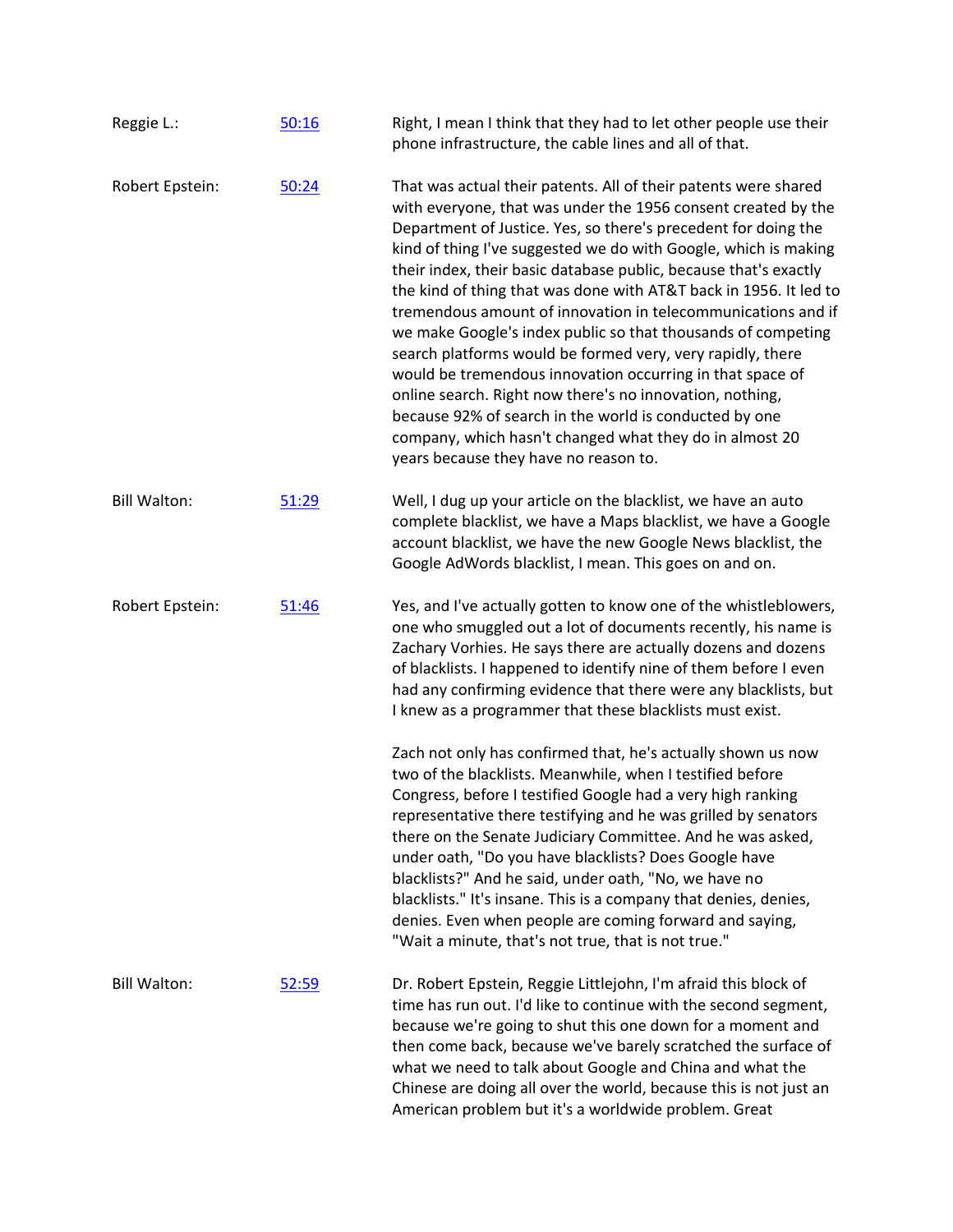Reggie L.: [50:16] Right, I mean I think that they had to let other people use their phone infrastructure, the cable lines and all of that.

Robert Epstein: [50:24] That was actual their patents. All of their patents were shared with everyone, that was under the 1956 consent created by the Department of Justice. Yes, so there's precedent for doing the kind of thing I've suggested we do with Google, which is making their index, their basic database public, because that's exactly the kind of thing that was done with AT&T back in 1956. It led to tremendous amount of innovation in telecommunications and if we make Google's index public so that thousands of competing search platforms would be formed very, very rapidly, there would be tremendous innovation occurring in that space of online search. Right now there's no innovation, nothing, because 92% of search in the world is conducted by one company, which hasn't changed what they do in almost 20 years because they have no reason to.

Bill Walton: [51:29] Well, I dug up your article on the blacklist, we have an auto complete blacklist, we have a Maps blacklist, we have a Google account blacklist, we have the new Google News blacklist, the Google AdWords blacklist, I mean. This goes on and on.

Robert Epstein: [51:46] Yes, and I've actually gotten to know one of the whistleblowers, one who smuggled out a lot of documents recently, his name is Zachary Vorhies. He says there are actually dozens and dozens of blacklists. I happened to identify nine of them before I even had any confirming evidence that there were any blacklists, but I knew as a programmer that these blacklists must exist.

Zach not only has confirmed that, he's actually shown us now two of the blacklists. Meanwhile, when I testified before Congress, before I testified Google had a very high ranking representative there testifying and he was grilled by senators there on the Senate Judiciary Committee. And he was asked, under oath, "Do you have blacklists? Does Google have blacklists?" And he said, under oath, "No, we have no blacklists." It's insane. This is a company that denies, denies, denies. Even when people are coming forward and saying, "Wait a minute, that's not true, that is not true."

Bill Walton: [52:59] Dr. Robert Epstein, Reggie Littlejohn, I'm afraid this block of time has run out. I'd like to continue with the second segment, because we're going to shut this one down for a moment and then come back, because we've barely scratched the surface of what we need to talk about Google and China and what the Chinese are doing all over the world, because this is not just an American problem but it's a worldwide problem. Great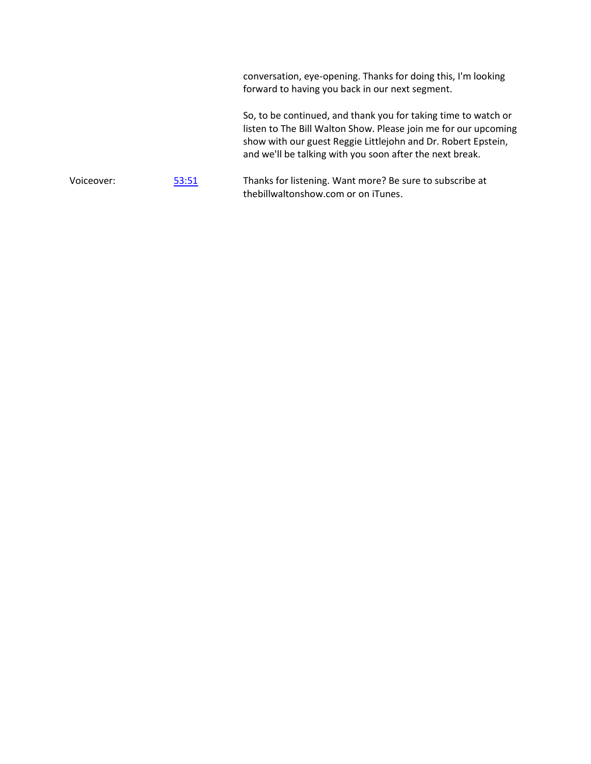conversation, eye-opening. Thanks for doing this, I'm looking forward to having you back in our next segment.

So, to be continued, and thank you for taking time to watch or listen to The Bill Walton Show. Please join me for our upcoming show with our guest Reggie Littlejohn and Dr. Robert Epstein, and we'll be talking with you soon after the next break.

Voiceover: [53:51] Thanks for listening. Want more? Be sure to subscribe at thebillwaltonshow.com or on iTunes.